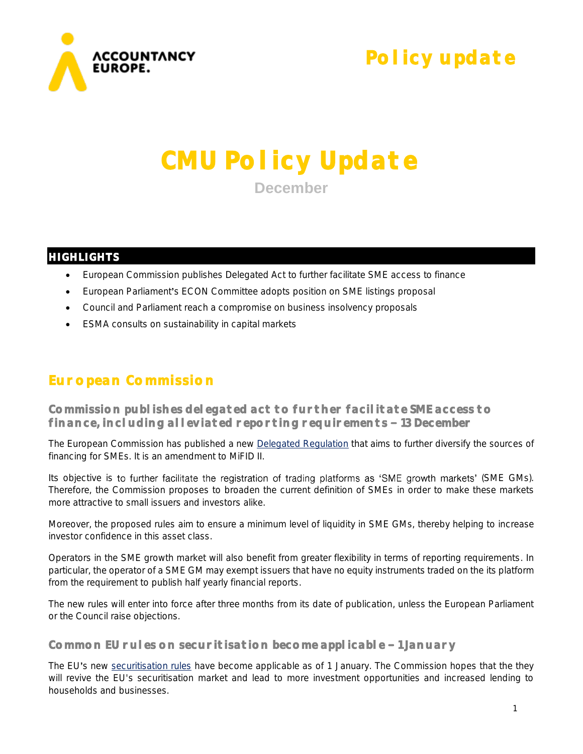Accountancy Europe

Policy update

# CMU Policy Update

December

## HIGHLIGHTS

- European Commission publishes Delegated Act to further facilitate SME access to finance
- European Parliament's ECON Committee adopts position on SME listings proposal
- Council and Parliament reach a compromise on business insolvency proposals
- ESMA consults on sustainability in capital markets

## European Commission

### Commission publishes delegated act to further facilitate SME access to finance, including alleviated reporting requirements – 13 December

The European Commission has published a new Delegated Regulation that aims to further diversify the sources of financing for SMEs. It is an amendment to MiFID II.

Its objective is to further facilitate the registration of trading platforms as 'SME growth markets' (SME GMs). Therefore, the Commission proposes to broaden the current definition of SMEs in order to make these markets more attractive to small issuers and investors alike.

Moreover, the proposed rules aim to ensure a minimum level of liquidity in SME GMs, thereby helping to increase investor confidence in this asset class.

Operators in the SME growth market will also benefit from greater flexibility in terms of reporting requirements. In particular, the operator of a SME GM may exempt issuers that have no equity instruments traded on the its platform from the requirement to publish half yearly financial reports.

The new rules will enter into force after three months from its date of publication, unless the European Parliament or the Council raise objections.

### Common EU rules on securitisation become applicable – 1 January

The EU's new securitisation rules have become applicable as of 1 January. The Commission hopes that the they will revive the EU's securitisation market and lead to more investment opportunities and increased lending to households and businesses.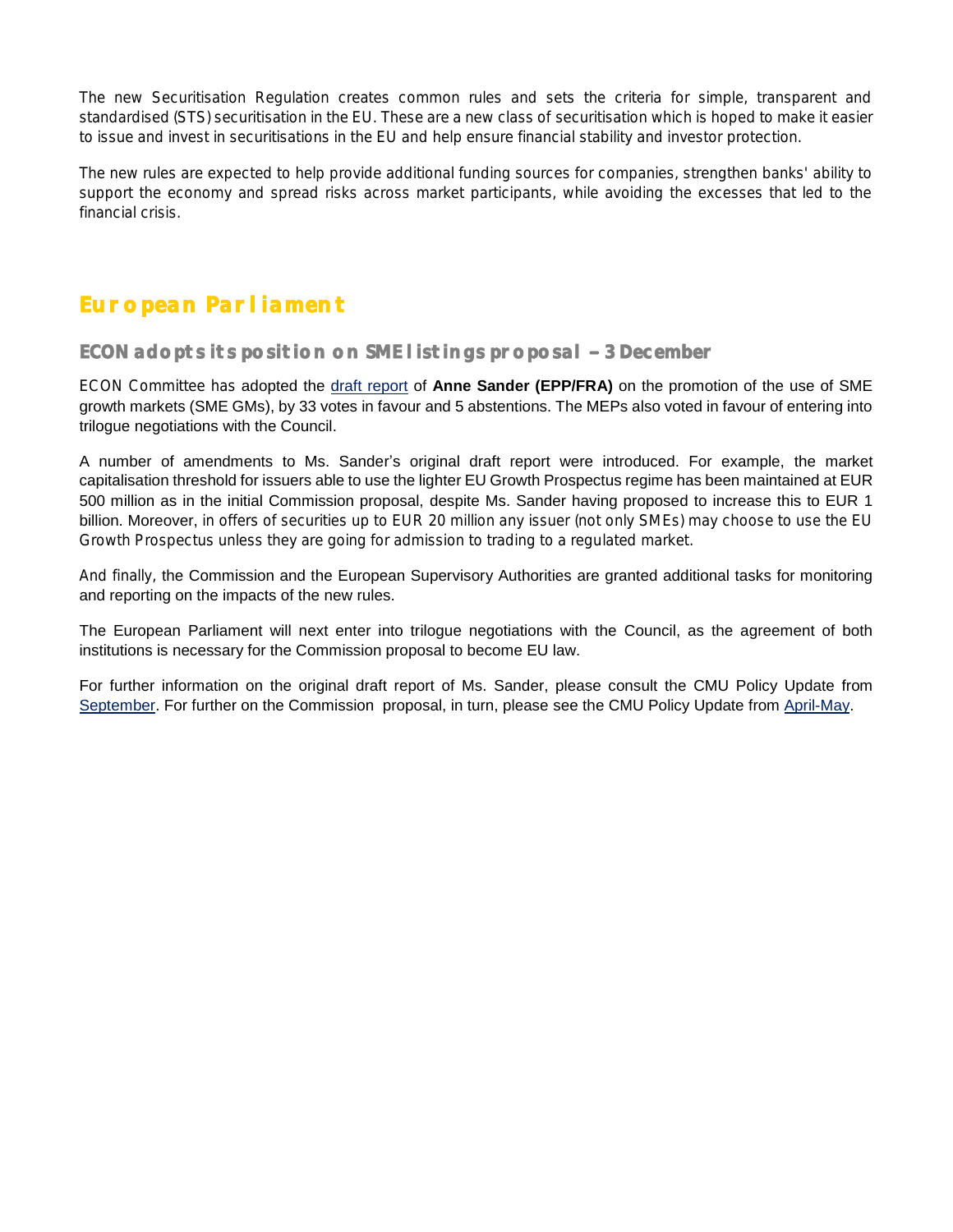The new Securitisation Regulation creates common rules and sets the criteria for simple, transparent and standardised (STS) securitisation in the EU. These are a new class of securitisation which is hoped to make it easier to issue and invest in securitisations in the EU and help ensure financial stability and investor protection.

The new rules are expected to help provide additional funding sources for companies, strengthen banks' ability to support the economy and spread risks across market participants, while avoiding the excesses that led to the financial crisis.

## European Parliament

### ECON adopts its position on SME listings proposal – 3 December

ECON Committee has adopted the draft report of **Anne Sander (EPP/FRA)** on the promotion of the use of SME growth markets (SME GMs), by 33 votes in favour and 5 abstentions. The MEPs also voted in favour of entering into trilogue negotiations with the Council.

A number of amendments to Ms. Sander's original draft report were introduced. For example, the market capitalisation threshold for issuers able to use the lighter EU Growth Prospectus regime has been maintained at EUR 500 million as in the initial Commission proposal, despite Ms. Sander having proposed to increase this to EUR 1 billion. Moreover, in offers of securities up to EUR 20 million any issuer (not only SMEs) may choose to use the EU Growth Prospectus unless they are going for admission to trading to a regulated market.

And finally, the Commission and the European Supervisory Authorities are granted additional tasks for monitoring and reporting on the impacts of the new rules.

The European Parliament will next enter into trilogue negotiations with the Council, as the agreement of both institutions is necessary for the Commission proposal to become EU law.

For further information on the original draft report of Ms. Sander, please consult the CMU Policy Update from September. For further on the Commission proposal, in turn, please see the CMU Policy Update from April-May.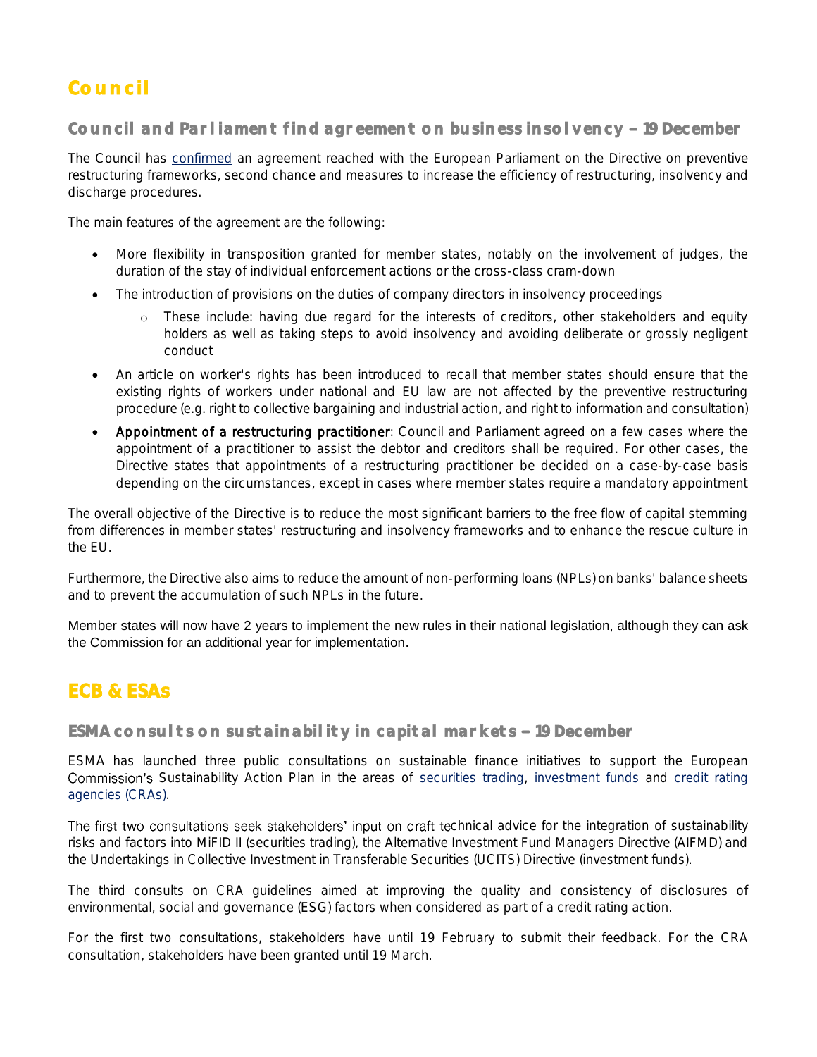# Council

## Council and Parliament find agreement on business insolvency – 19 December

The Council has confirmed an agreement reached with the European Parliament on the Directive on preventive restructuring frameworks, second chance and measures to increase the efficiency of restructuring, insolvency and discharge procedures.

The main features of the agreement are the following:

- More flexibility in transposition granted for member states, notably on the involvement of judges, the duration of the stay of individual enforcement actions or the cross-class cram-down
- The introduction of provisions on the duties of company directors in insolvency proceedings
    - These include: having due regard for the interests of creditors, other stakeholders and equity holders as well as taking steps to avoid insolvency and avoiding deliberate or grossly negligent conduct
- An article on worker's rights has been introduced to recall that member states should ensure that the existing rights of workers under national and EU law are not affected by the preventive restructuring procedure (e.g. right to collective bargaining and industrial action, and right to information and consultation)
- Appointment of a restructuring practitioner: Council and Parliament agreed on a few cases where the appointment of a practitioner to assist the debtor and creditors shall be required. For other cases, the Directive states that appointments of a restructuring practitioner be decided on a case-by-case basis depending on the circumstances, except in cases where member states require a mandatory appointment

The overall objective of the Directive is to reduce the most significant barriers to the free flow of capital stemming from differences in member states' restructuring and insolvency frameworks and to enhance the rescue culture in the EU.

Furthermore, the Directive also aims to reduce the amount of non-performing loans (NPLs) on banks' balance sheets and to prevent the accumulation of such NPLs in the future.

Member states will now have 2 years to implement the new rules in their national legislation, although they can ask the Commission for an additional year for implementation.

# ECB & ESAs

## ESMA consults on sustainability in capital markets – 19 December

ESMA has launched three public consultations on sustainable finance initiatives to support the European Commission's Sustainability Action Plan in the areas of securities trading, investment funds and credit rating agencies (CRAs).

The first two consultations seek stakeholders' input on draft technical advice for the integration of sustainability risks and factors into MiFID II (securities trading), the Alternative Investment Fund Managers Directive (AIFMD) and the Undertakings in Collective Investment in Transferable Securities (UCITS) Directive (investment funds).

The third consults on CRA guidelines aimed at improving the quality and consistency of disclosures of environmental, social and governance (ESG) factors when considered as part of a credit rating action.

For the first two consultations, stakeholders have until 19 February to submit their feedback. For the CRA consultation, stakeholders have been granted until 19 March.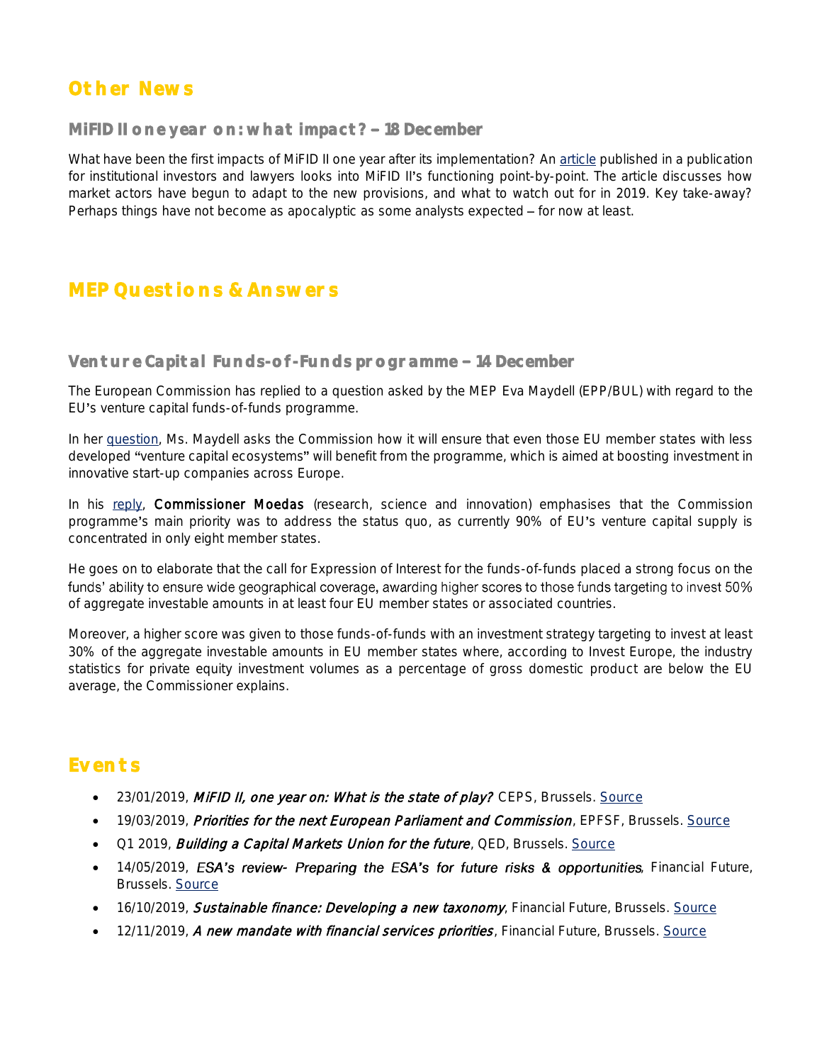## Other News

### MiFID II one year on: what impact? – 18 December

What have been the first impacts of MiFID II one year after its implementation? An article published in a publication for institutional investors and lawyers looks into MiFID II's functioning point-by-point. The article discusses how market actors have begun to adapt to the new provisions, and what to watch out for in 2019. Key take-away? Perhaps things have not become as apocalyptic as some analysts expected – for now at least.

## MEP Questions & Answers

### Venture Capital Funds-of-Funds programme – 14 December

The European Commission has replied to a question asked by the MEP Eva Maydell (EPP/BUL) with regard to the EU's venture capital funds-of-funds programme.

In her question, Ms. Maydell asks the Commission how it will ensure that even those EU member states with less developed "venture capital ecosystems" will benefit from the programme, which is aimed at boosting investment in innovative start-up companies across Europe.

In his reply, **Commissioner Moedas** (research, science and innovation) emphasises that the Commission programme's main priority was to address the status quo, as currently 90% of EU's venture capital supply is concentrated in only eight member states.

He goes on to elaborate that the call for Expression of Interest for the funds-of-funds placed a strong focus on the funds' ability to ensure wide geographical coverage, awarding higher scores to those funds targeting to invest 50% of aggregate investable amounts in at least four EU member states or associated countries.

Moreover, a higher score was given to those funds-of-funds with an investment strategy targeting to invest at least 30% of the aggregate investable amounts in EU member states where, according to Invest Europe, the industry statistics for private equity investment volumes as a percentage of gross domestic product are below the EU average, the Commissioner explains.

## Events

- 23/01/2019, *MiFID II, one year on: What is the state of play?* CEPS, Brussels. Source
- 19/03/2019, *Priorities for the next European Parliament and Commission*, EPFSF, Brussels. Source
- Q1 2019, *Building a Capital Markets Union for the future*, QED, Brussels. Source
- 14/05/2019, *ESA's review- Preparing the ESA's for future risks & opportunities*, Financial Future, Brussels. Source
- 16/10/2019, *Sustainable finance: Developing a new taxonomy*, Financial Future, Brussels. Source
- 12/11/2019, *A new mandate with financial services priorities*, Financial Future, Brussels. Source